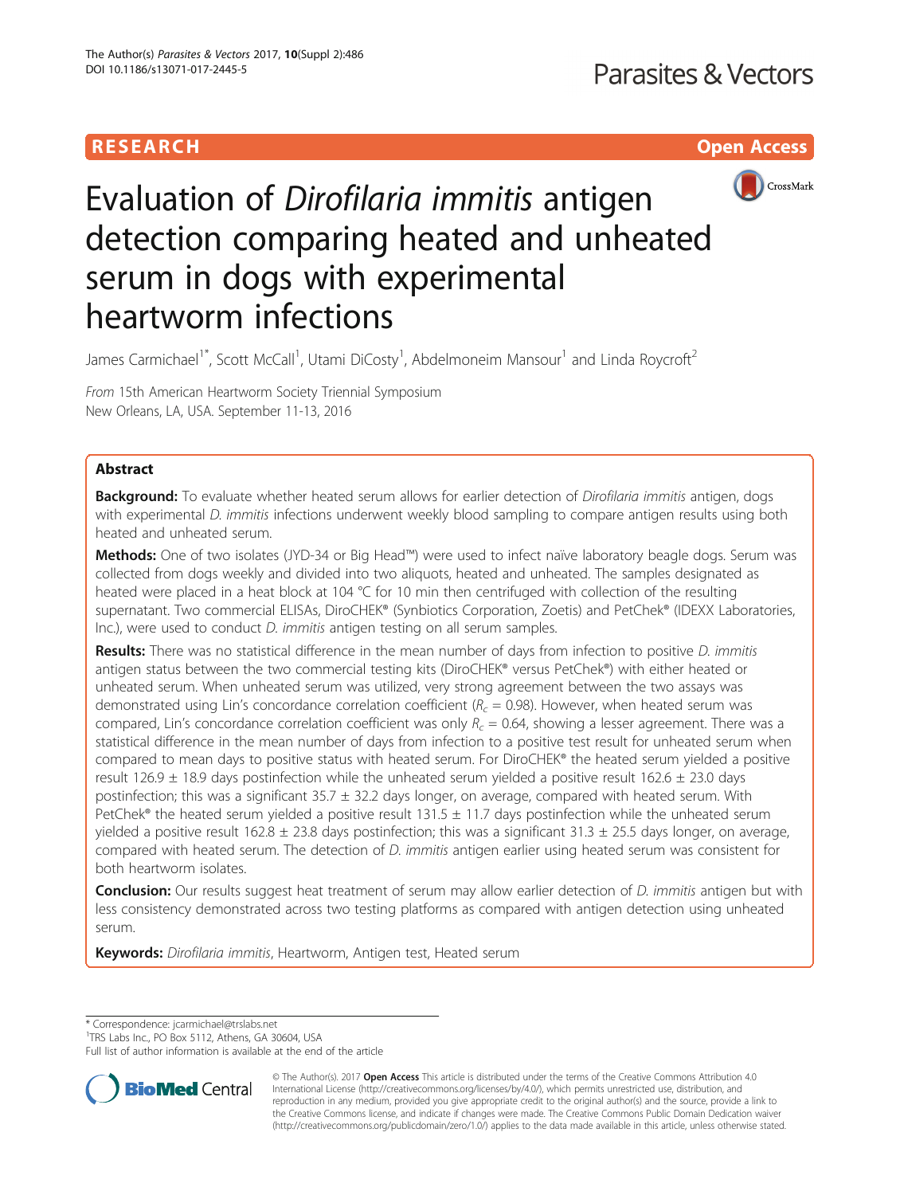RESEARCH

Open Access

# Evaluation of *Dirofilaria immitis* antigen detection comparing heated and unheated serum in dogs with experimental heartworm infections

James Carmichael[1*], Scott McCall[1], Utami DiCosty[1], Abdelmoneim Mansour[1] and Linda Roycroft[2]

From 15th American Heartworm Society Triennial Symposium
New Orleans, LA, USA. September 11-13, 2016

## Abstract

**Background:** To evaluate whether heated serum allows for earlier detection of *Dirofilaria immitis* antigen, dogs with experimental *D. immitis* infections underwent weekly blood sampling to compare antigen results using both heated and unheated serum.

**Methods:** One of two isolates (JYD-34 or Big Head™) were used to infect naïve laboratory beagle dogs. Serum was collected from dogs weekly and divided into two aliquots, heated and unheated. The samples designated as heated were placed in a heat block at 104 °C for 10 min then centrifuged with collection of the resulting supernatant. Two commercial ELISAs, DiroCHEK® (Synbiotics Corporation, Zoetis) and PetChek® (IDEXX Laboratories, Inc.), were used to conduct *D. immitis* antigen testing on all serum samples.

**Results:** There was no statistical difference in the mean number of days from infection to positive *D. immitis* antigen status between the two commercial testing kits (DiroCHEK® versus PetChek®) with either heated or unheated serum. When unheated serum was utilized, very strong agreement between the two assays was demonstrated using Lin's concordance correlation coefficient ($R_c$ = 0.98). However, when heated serum was compared, Lin's concordance correlation coefficient was only $R_c$ = 0.64, showing a lesser agreement. There was a statistical difference in the mean number of days from infection to a positive test result for unheated serum when compared to mean days to positive status with heated serum. For DiroCHEK® the heated serum yielded a positive result 126.9 ± 18.9 days postinfection while the unheated serum yielded a positive result 162.6 ± 23.0 days postinfection; this was a significant 35.7 ± 32.2 days longer, on average, compared with heated serum. With PetChek® the heated serum yielded a positive result 131.5 ± 11.7 days postinfection while the unheated serum yielded a positive result 162.8 ± 23.8 days postinfection; this was a significant 31.3 ± 25.5 days longer, on average, compared with heated serum. The detection of *D. immitis* antigen earlier using heated serum was consistent for both heartworm isolates.

**Conclusion:** Our results suggest heat treatment of serum may allow earlier detection of *D. immitis* antigen but with less consistency demonstrated across two testing platforms as compared with antigen detection using unheated serum.

**Keywords:** *Dirofilaria immitis*, Heartworm, Antigen test, Heated serum

\* Correspondence: jcarmichael@trslabs.net
[1]TRS Labs Inc., PO Box 5112, Athens, GA 30604, USA
Full list of author information is available at the end of the article

© The Author(s). 2017 **Open Access** This article is distributed under the terms of the Creative Commons Attribution 4.0 International License (http://creativecommons.org/licenses/by/4.0/), which permits unrestricted use, distribution, and reproduction in any medium, provided you give appropriate credit to the original author(s) and the source, provide a link to the Creative Commons license, and indicate if changes were made. The Creative Commons Public Domain Dedication waiver (http://creativecommons.org/publicdomain/zero/1.0/) applies to the data made available in this article, unless otherwise stated.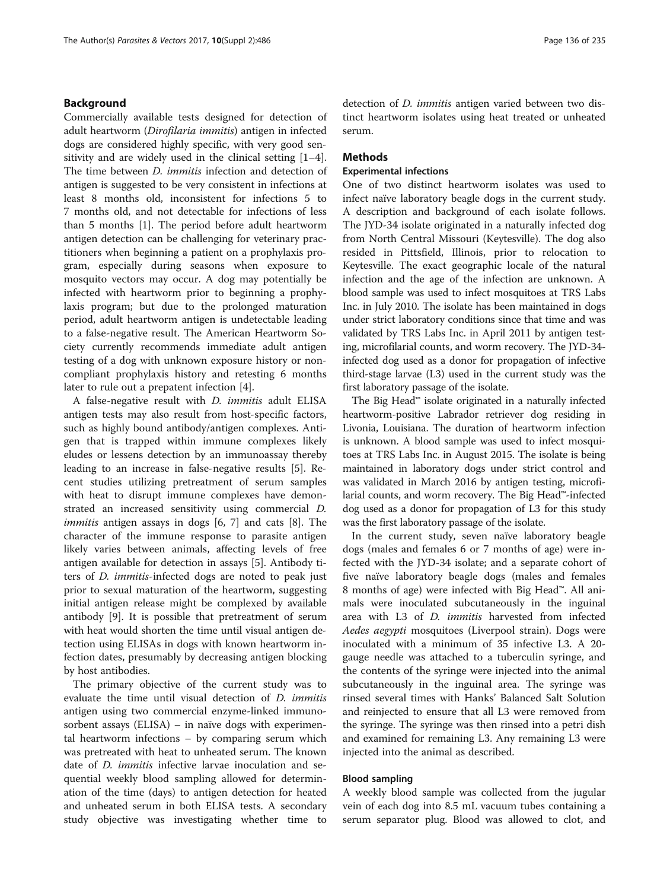## Background

Commercially available tests designed for detection of adult heartworm (*Dirofilaria immitis*) antigen in infected dogs are considered highly specific, with very good sensitivity and are widely used in the clinical setting [1–4]. The time between *D. immitis* infection and detection of antigen is suggested to be very consistent in infections at least 8 months old, inconsistent for infections 5 to 7 months old, and not detectable for infections of less than 5 months [1]. The period before adult heartworm antigen detection can be challenging for veterinary practitioners when beginning a patient on a prophylaxis program, especially during seasons when exposure to mosquito vectors may occur. A dog may potentially be infected with heartworm prior to beginning a prophylaxis program; but due to the prolonged maturation period, adult heartworm antigen is undetectable leading to a false-negative result. The American Heartworm Society currently recommends immediate adult antigen testing of a dog with unknown exposure history or non-compliant prophylaxis history and retesting 6 months later to rule out a prepatent infection [4].

A false-negative result with *D. immitis* adult ELISA antigen tests may also result from host-specific factors, such as highly bound antibody/antigen complexes. Antigen that is trapped within immune complexes likely eludes or lessens detection by an immunoassay thereby leading to an increase in false-negative results [5]. Recent studies utilizing pretreatment of serum samples with heat to disrupt immune complexes have demonstrated an increased sensitivity using commercial *D. immitis* antigen assays in dogs [6, 7] and cats [8]. The character of the immune response to parasite antigen likely varies between animals, affecting levels of free antigen available for detection in assays [5]. Antibody titers of *D. immitis*-infected dogs are noted to peak just prior to sexual maturation of the heartworm, suggesting initial antigen release might be complexed by available antibody [9]. It is possible that pretreatment of serum with heat would shorten the time until visual antigen detection using ELISAs in dogs with known heartworm infection dates, presumably by decreasing antigen blocking by host antibodies.

The primary objective of the current study was to evaluate the time until visual detection of *D. immitis* antigen using two commercial enzyme-linked immunosorbent assays (ELISA) – in naïve dogs with experimental heartworm infections – by comparing serum which was pretreated with heat to unheated serum. The known date of *D. immitis* infective larvae inoculation and sequential weekly blood sampling allowed for determination of the time (days) to antigen detection for heated and unheated serum in both ELISA tests. A secondary study objective was investigating whether time to detection of *D. immitis* antigen varied between two distinct heartworm isolates using heat treated or unheated serum.

## Methods

### Experimental infections

One of two distinct heartworm isolates was used to infect naïve laboratory beagle dogs in the current study. A description and background of each isolate follows. The JYD-34 isolate originated in a naturally infected dog from North Central Missouri (Keytesville). The dog also resided in Pittsfield, Illinois, prior to relocation to Keytesville. The exact geographic locale of the natural infection and the age of the infection are unknown. A blood sample was used to infect mosquitoes at TRS Labs Inc. in July 2010. The isolate has been maintained in dogs under strict laboratory conditions since that time and was validated by TRS Labs Inc. in April 2011 by antigen testing, microfilarial counts, and worm recovery. The JYD-34-infected dog used as a donor for propagation of infective third-stage larvae (L3) used in the current study was the first laboratory passage of the isolate.

The Big Head™ isolate originated in a naturally infected heartworm-positive Labrador retriever dog residing in Livonia, Louisiana. The duration of heartworm infection is unknown. A blood sample was used to infect mosquitoes at TRS Labs Inc. in August 2015. The isolate is being maintained in laboratory dogs under strict control and was validated in March 2016 by antigen testing, microfilarial counts, and worm recovery. The Big Head™-infected dog used as a donor for propagation of L3 for this study was the first laboratory passage of the isolate.

In the current study, seven naïve laboratory beagle dogs (males and females 6 or 7 months of age) were infected with the JYD-34 isolate; and a separate cohort of five naïve laboratory beagle dogs (males and females 8 months of age) were infected with Big Head™. All animals were inoculated subcutaneously in the inguinal area with L3 of *D. immitis* harvested from infected *Aedes aegypti* mosquitoes (Liverpool strain). Dogs were inoculated with a minimum of 35 infective L3. A 20-gauge needle was attached to a tuberculin syringe, and the contents of the syringe were injected into the animal subcutaneously in the inguinal area. The syringe was rinsed several times with Hanks' Balanced Salt Solution and reinjected to ensure that all L3 were removed from the syringe. The syringe was then rinsed into a petri dish and examined for remaining L3. Any remaining L3 were injected into the animal as described.

### Blood sampling

A weekly blood sample was collected from the jugular vein of each dog into 8.5 mL vacuum tubes containing a serum separator plug. Blood was allowed to clot, and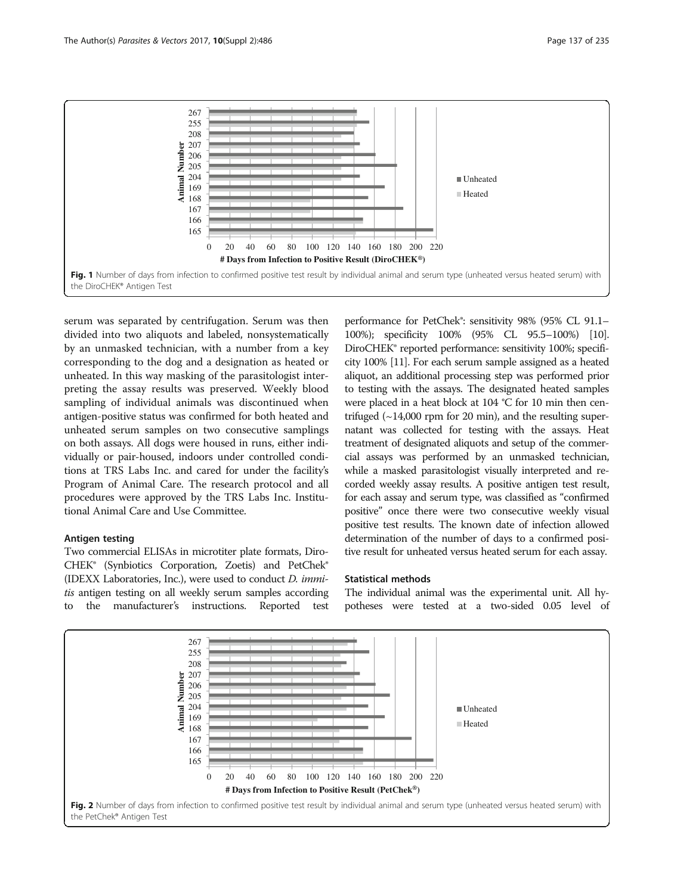Fig. 1 Number of days from infection to confirmed positive test result by individual animal and serum type (unheated versus heated serum) with the DiroCHEK® Antigen Test

serum was separated by centrifugation. Serum was then divided into two aliquots and labeled, nonsystematically by an unmasked technician, with a number from a key corresponding to the dog and a designation as heated or unheated. In this way masking of the parasitologist interpreting the assay results was preserved. Weekly blood sampling of individual animals was discontinued when antigen-positive status was confirmed for both heated and unheated serum samples on two consecutive samplings on both assays. All dogs were housed in runs, either individually or pair-housed, indoors under controlled conditions at TRS Labs Inc. and cared for under the facility's Program of Animal Care. The research protocol and all procedures were approved by the TRS Labs Inc. Institutional Animal Care and Use Committee.

### Antigen testing

Two commercial ELISAs in microtiter plate formats, DiroCHEK® (Synbiotics Corporation, Zoetis) and PetChek® (IDEXX Laboratories, Inc.), were used to conduct *D. immitis* antigen testing on all weekly serum samples according to the manufacturer's instructions. Reported test performance for PetChek®: sensitivity 98% (95% CL 91.1–100%); specificity 100% (95% CL 95.5–100%) [10]. DiroCHEK® reported performance: sensitivity 100%; specificity 100% [11]. For each serum sample assigned as a heated aliquot, an additional processing step was performed prior to testing with the assays. The designated heated samples were placed in a heat block at 104 °C for 10 min then centrifuged (~14,000 rpm for 20 min), and the resulting supernatant was collected for testing with the assays. Heat treatment of designated aliquots and setup of the commercial assays was performed by an unmasked technician, while a masked parasitologist visually interpreted and recorded weekly assay results. A positive antigen test result, for each assay and serum type, was classified as "confirmed positive" once there were two consecutive weekly visual positive test results. The known date of infection allowed determination of the number of days to a confirmed positive result for unheated versus heated serum for each assay.

### Statistical methods

The individual animal was the experimental unit. All hypotheses were tested at a two-sided 0.05 level of

Fig. 2 Number of days from infection to confirmed positive test result by individual animal and serum type (unheated versus heated serum) with the PetChek® Antigen Test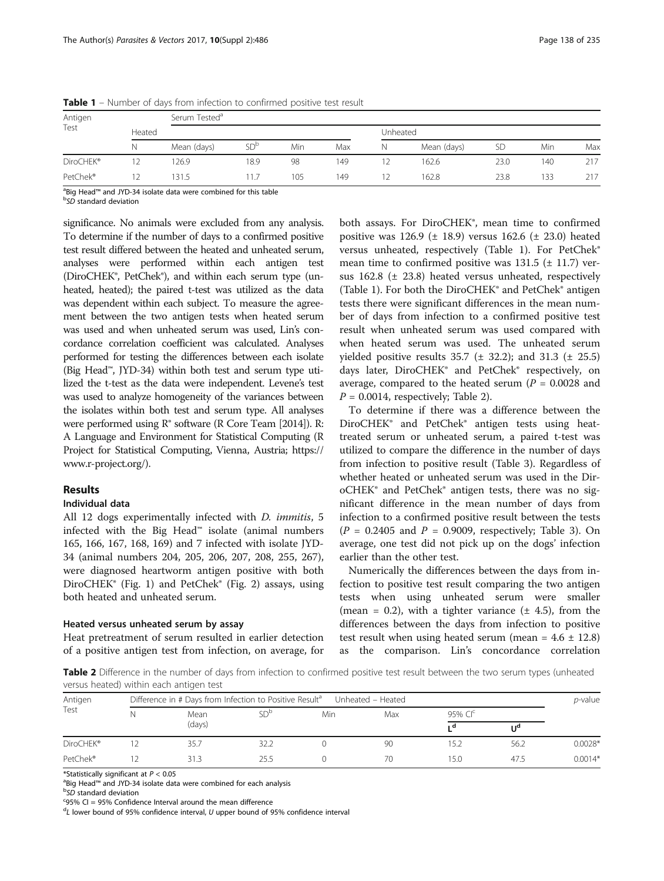**Table 1** – Number of days from infection to confirmed positive test result

| Antigen Test | Serum Tested[a] | | | | | | | | | |
|---|---|---|---|---|---|---|---|---|---|---|
| | Heated | | | | | Unheated | | | | |
| | N | Mean (days) | SD[b] | Min | Max | N | Mean (days) | SD | Min | Max |
| DiroCHEK® | 12 | 126.9 | 18.9 | 98 | 149 | 12 | 162.6 | 23.0 | 140 | 217 |
| PetChek® | 12 | 131.5 | 11.7 | 105 | 149 | 12 | 162.8 | 23.8 | 133 | 217 |

[a]Big Head™ and JYD-34 isolate data were combined for this table
[b]*SD* standard deviation

significance. No animals were excluded from any analysis. To determine if the number of days to a confirmed positive test result differed between the heated and unheated serum, analyses were performed within each antigen test (DiroCHEK®, PetChek®), and within each serum type (unheated, heated); the paired t-test was utilized as the data was dependent within each subject. To measure the agreement between the two antigen tests when heated serum was used and when unheated serum was used, Lin's concordance correlation coefficient was calculated. Analyses performed for testing the differences between each isolate (Big Head™, JYD-34) within both test and serum type utilized the t-test as the data were independent. Levene's test was used to analyze homogeneity of the variances between the isolates within both test and serum type. All analyses were performed using R® software (R Core Team [2014]). R: A Language and Environment for Statistical Computing (R Project for Statistical Computing, Vienna, Austria; https://www.r-project.org/).

## Results

### Individual data

All 12 dogs experimentally infected with *D. immitis*, 5 infected with the Big Head™ isolate (animal numbers 165, 166, 167, 168, 169) and 7 infected with isolate JYD-34 (animal numbers 204, 205, 206, 207, 208, 255, 267), were diagnosed heartworm antigen positive with both DiroCHEK® (Fig. 1) and PetChek® (Fig. 2) assays, using both heated and unheated serum.

### Heated versus unheated serum by assay

Heat pretreatment of serum resulted in earlier detection of a positive antigen test from infection, on average, for both assays. For DiroCHEK®, mean time to confirmed positive was 126.9 (± 18.9) versus 162.6 (± 23.0) heated versus unheated, respectively (Table 1). For PetChek® mean time to confirmed positive was 131.5 (± 11.7) versus 162.8 (± 23.8) heated versus unheated, respectively (Table 1). For both the DiroCHEK® and PetChek® antigen tests there were significant differences in the mean number of days from infection to a confirmed positive test result when unheated serum was used compared with when heated serum was used. The unheated serum yielded positive results 35.7 (± 32.2); and 31.3 (± 25.5) days later, DiroCHEK® and PetChek® respectively, on average, compared to the heated serum ($P = 0.0028$ and $P = 0.0014$, respectively; Table 2).

To determine if there was a difference between the DiroCHEK® and PetChek® antigen tests using heat-treated serum or unheated serum, a paired t-test was utilized to compare the difference in the number of days from infection to positive result (Table 3). Regardless of whether heated or unheated serum was used in the DiroCHEK® and PetChek® antigen tests, there was no significant difference in the mean number of days from infection to a confirmed positive result between the tests ($P = 0.2405$ and $P = 0.9009$, respectively; Table 3). On average, one test did not pick up on the dogs' infection earlier than the other test.

Numerically the differences between the days from infection to positive test result comparing the two antigen tests when using unheated serum were smaller (mean = 0.2), with a tighter variance (± 4.5), from the differences between the days from infection to positive test result when using heated serum (mean = 4.6 ± 12.8) as the comparison. Lin's concordance correlation

**Table 2** Difference in the number of days from infection to confirmed positive test result between the two serum types (unheated versus heated) within each antigen test

| Antigen Test | Difference in # Days from Infection to Positive Result[a] Unheated – Heated | | | | | | | *p*-value |
|---|---|---|---|---|---|---|---|---|
| | N | Mean (days) | SD[b] | Min | Max | 95% CI[c] | | |
| | | | | | | L[d] | U[d] | |
| DiroCHEK® | 12 | 35.7 | 32.2 | 0 | 90 | 15.2 | 56.2 | 0.0028* |
| PetChek® | 12 | 31.3 | 25.5 | 0 | 70 | 15.0 | 47.5 | 0.0014* |

*Statistically significant at $P < 0.05$
[a]Big Head™ and JYD-34 isolate data were combined for each analysis
[b]*SD* standard deviation
[c]95% CI = 95% Confidence Interval around the mean difference
[d]*L* lower bound of 95% confidence interval, *U* upper bound of 95% confidence interval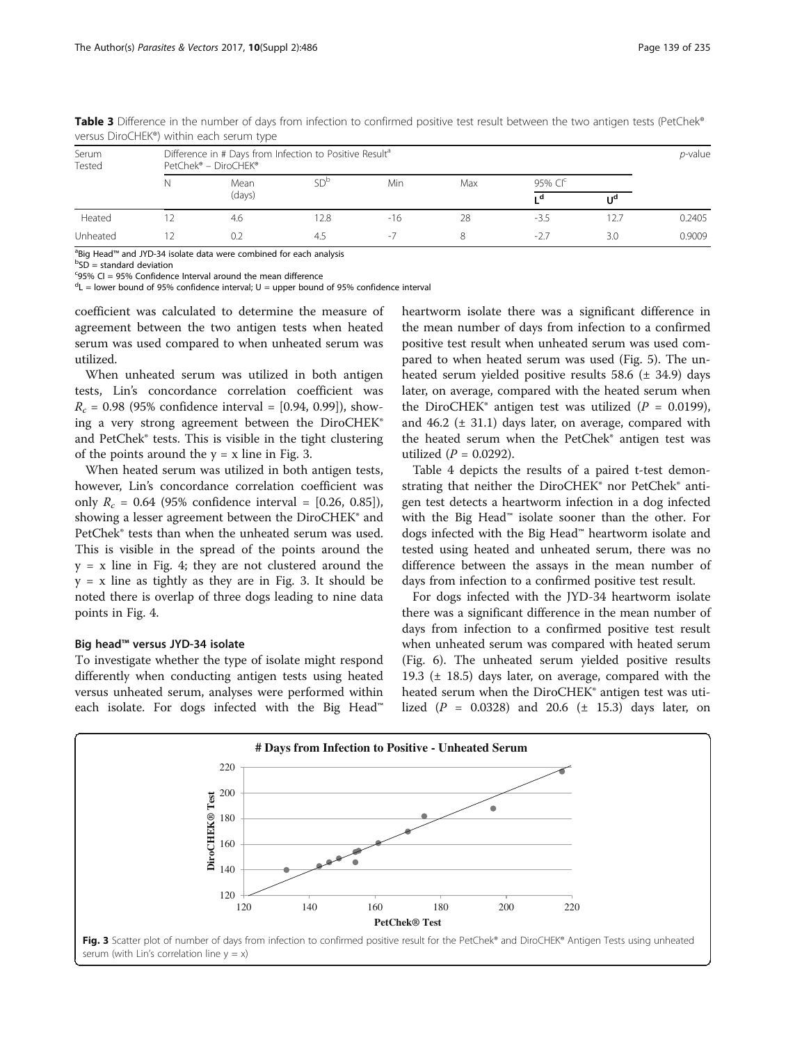**Table 3** Difference in the number of days from infection to confirmed positive test result between the two antigen tests (PetChek® versus DiroCHEK®) within each serum type

| Serum Tested | Difference in # Days from Infection to Positive Result[a] PetChek® – DiroCHEK® | | | | | | | *p*-value |
|---|---|---|---|---|---|---|---|---|
| | N | Mean (days) | SD[b] | Min | Max | 95% CI[c] | | |
| | | | | | | L[d] | U[d] | |
| Heated | 12 | 4.6 | 12.8 | -16 | 28 | -3.5 | 12.7 | 0.2405 |
| Unheated | 12 | 0.2 | 4.5 | -7 | 8 | -2.7 | 3.0 | 0.9009 |

[a]Big Head™ and JYD-34 isolate data were combined for each analysis
[b]SD = standard deviation
[c]95% CI = 95% Confidence Interval around the mean difference
[d]L = lower bound of 95% confidence interval; U = upper bound of 95% confidence interval

coefficient was calculated to determine the measure of agreement between the two antigen tests when heated serum was used compared to when unheated serum was utilized.

When unheated serum was utilized in both antigen tests, Lin's concordance correlation coefficient was $R_c = 0.98$ (95% confidence interval = [0.94, 0.99]), showing a very strong agreement between the DiroCHEK® and PetChek® tests. This is visible in the tight clustering of the points around the y = x line in Fig. 3.

When heated serum was utilized in both antigen tests, however, Lin's concordance correlation coefficient was only $R_c = 0.64$ (95% confidence interval = [0.26, 0.85]), showing a lesser agreement between the DiroCHEK® and PetChek® tests than when the unheated serum was used. This is visible in the spread of the points around the y = x line in Fig. 4; they are not clustered around the y = x line as tightly as they are in Fig. 3. It should be noted there is overlap of three dogs leading to nine data points in Fig. 4.

#### Big head™ versus JYD-34 isolate

To investigate whether the type of isolate might respond differently when conducting antigen tests using heated versus unheated serum, analyses were performed within each isolate. For dogs infected with the Big Head™ heartworm isolate there was a significant difference in the mean number of days from infection to a confirmed positive test result when unheated serum was used compared to when heated serum was used (Fig. 5). The unheated serum yielded positive results 58.6 (± 34.9) days later, on average, compared with the heated serum when the DiroCHEK® antigen test was utilized ($P = 0.0199$), and 46.2 (± 31.1) days later, on average, compared with the heated serum when the PetChek® antigen test was utilized ($P = 0.0292$).

Table 4 depicts the results of a paired t-test demonstrating that neither the DiroCHEK® nor PetChek® antigen test detects a heartworm infection in a dog infected with the Big Head™ isolate sooner than the other. For dogs infected with the Big Head™ heartworm isolate and tested using heated and unheated serum, there was no difference between the assays in the mean number of days from infection to a confirmed positive test result.

For dogs infected with the JYD-34 heartworm isolate there was a significant difference in the mean number of days from infection to a confirmed positive test result when unheated serum was compared with heated serum (Fig. 6). The unheated serum yielded positive results 19.3 (± 18.5) days later, on average, compared with the heated serum when the DiroCHEK® antigen test was utilized ($P = 0.0328$) and 20.6 (± 15.3) days later, on

**Fig. 3** Scatter plot of number of days from infection to confirmed positive result for the PetChek® and DiroCHEK® Antigen Tests using unheated serum (with Lin's correlation line y = x)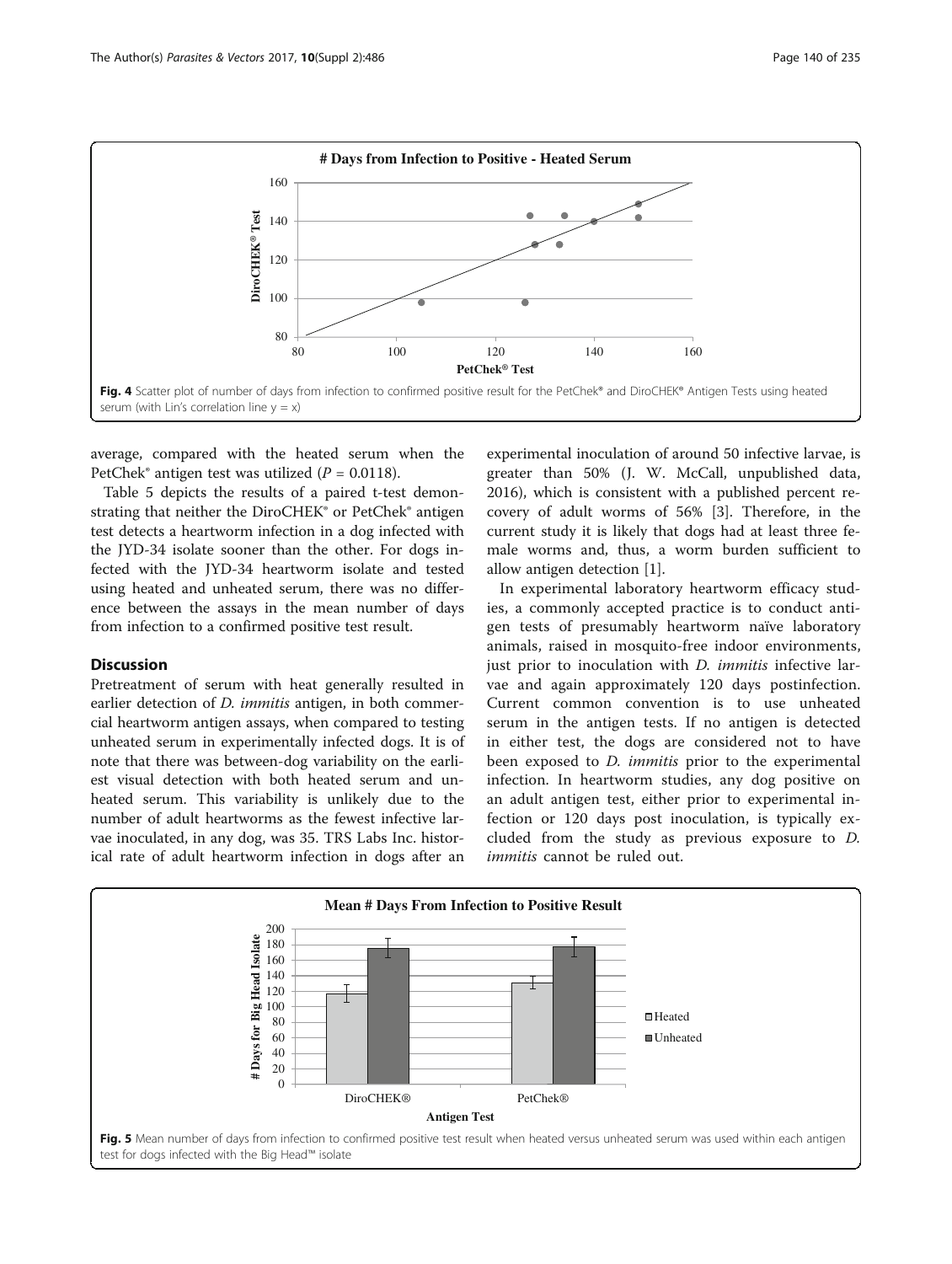Fig. 4 Scatter plot of number of days from infection to confirmed positive result for the PetChek® and DiroCHEK® Antigen Tests using heated serum (with Lin's correlation line y = x)

average, compared with the heated serum when the PetChek® antigen test was utilized ($P = 0.0118$).

Table 5 depicts the results of a paired t-test demonstrating that neither the DiroCHEK® or PetChek® antigen test detects a heartworm infection in a dog infected with the JYD-34 isolate sooner than the other. For dogs infected with the JYD-34 heartworm isolate and tested using heated and unheated serum, there was no difference between the assays in the mean number of days from infection to a confirmed positive test result.

## Discussion

Pretreatment of serum with heat generally resulted in earlier detection of *D. immitis* antigen, in both commercial heartworm antigen assays, when compared to testing unheated serum in experimentally infected dogs. It is of note that there was between-dog variability on the earliest visual detection with both heated serum and unheated serum. This variability is unlikely due to the number of adult heartworms as the fewest infective larvae inoculated, in any dog, was 35. TRS Labs Inc. historical rate of adult heartworm infection in dogs after an experimental inoculation of around 50 infective larvae, is greater than 50% (J. W. McCall, unpublished data, 2016), which is consistent with a published percent recovery of adult worms of 56% [3]. Therefore, in the current study it is likely that dogs had at least three female worms and, thus, a worm burden sufficient to allow antigen detection [1].

In experimental laboratory heartworm efficacy studies, a commonly accepted practice is to conduct antigen tests of presumably heartworm naïve laboratory animals, raised in mosquito-free indoor environments, just prior to inoculation with *D. immitis* infective larvae and again approximately 120 days postinfection. Current common convention is to use unheated serum in the antigen tests. If no antigen is detected in either test, the dogs are considered not to have been exposed to *D. immitis* prior to the experimental infection. In heartworm studies, any dog positive on an adult antigen test, either prior to experimental infection or 120 days post inoculation, is typically excluded from the study as previous exposure to *D. immitis* cannot be ruled out.

Fig. 5 Mean number of days from infection to confirmed positive test result when heated versus unheated serum was used within each antigen test for dogs infected with the Big Head™ isolate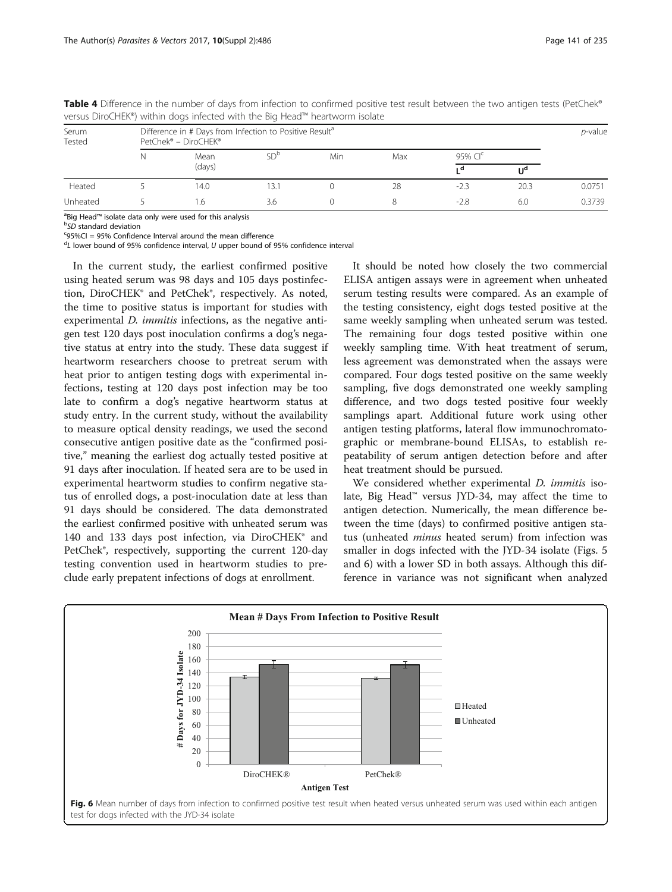**Table 4** Difference in the number of days from infection to confirmed positive test result between the two antigen tests (PetChek® versus DiroCHEK®) within dogs infected with the Big Head™ heartworm isolate

| Serum Tested | Difference in # Days from Infection to Positive Result[a] PetChek® – DiroCHEK® | | | | | | | p-value |
|---|---|---|---|---|---|---|---|---|
| | N | Mean (days) | SD[b] | Min | Max | 95% CI[c] | | |
| | | | | | | L[d] | U[d] | |
| Heated | 5 | 14.0 | 13.1 | 0 | 28 | -2.3 | 20.3 | 0.0751 |
| Unheated | 5 | 1.6 | 3.6 | 0 | 8 | -2.8 | 6.0 | 0.3739 |

[a]Big Head™ isolate data only were used for this analysis
[b]*SD* standard deviation
[c]95%CI = 95% Confidence Interval around the mean difference
[d]*L* lower bound of 95% confidence interval, *U* upper bound of 95% confidence interval

In the current study, the earliest confirmed positive using heated serum was 98 days and 105 days postinfection, DiroCHEK® and PetChek®, respectively. As noted, the time to positive status is important for studies with experimental *D. immitis* infections, as the negative antigen test 120 days post inoculation confirms a dog's negative status at entry into the study. These data suggest if heartworm researchers choose to pretreat serum with heat prior to antigen testing dogs with experimental infections, testing at 120 days post infection may be too late to confirm a dog's negative heartworm status at study entry. In the current study, without the availability to measure optical density readings, we used the second consecutive antigen positive date as the "confirmed positive," meaning the earliest dog actually tested positive at 91 days after inoculation. If heated sera are to be used in experimental heartworm studies to confirm negative status of enrolled dogs, a post-inoculation date at less than 91 days should be considered. The data demonstrated the earliest confirmed positive with unheated serum was 140 and 133 days post infection, via DiroCHEK® and PetChek®, respectively, supporting the current 120-day testing convention used in heartworm studies to preclude early prepatent infections of dogs at enrollment.

It should be noted how closely the two commercial ELISA antigen assays were in agreement when unheated serum testing results were compared. As an example of the testing consistency, eight dogs tested positive at the same weekly sampling when unheated serum was tested. The remaining four dogs tested positive within one weekly sampling time. With heat treatment of serum, less agreement was demonstrated when the assays were compared. Four dogs tested positive on the same weekly sampling, five dogs demonstrated one weekly sampling difference, and two dogs tested positive four weekly samplings apart. Additional future work using other antigen testing platforms, lateral flow immunochromatographic or membrane-bound ELISAs, to establish repeatability of serum antigen detection before and after heat treatment should be pursued.

We considered whether experimental *D. immitis* isolate, Big Head™ versus JYD-34, may affect the time to antigen detection. Numerically, the mean difference between the time (days) to confirmed positive antigen status (unheated *minus* heated serum) from infection was smaller in dogs infected with the JYD-34 isolate (Figs. 5 and 6) with a lower SD in both assays. Although this difference in variance was not significant when analyzed

**Fig. 6** Mean number of days from infection to confirmed positive test result when heated versus unheated serum was used within each antigen test for dogs infected with the JYD-34 isolate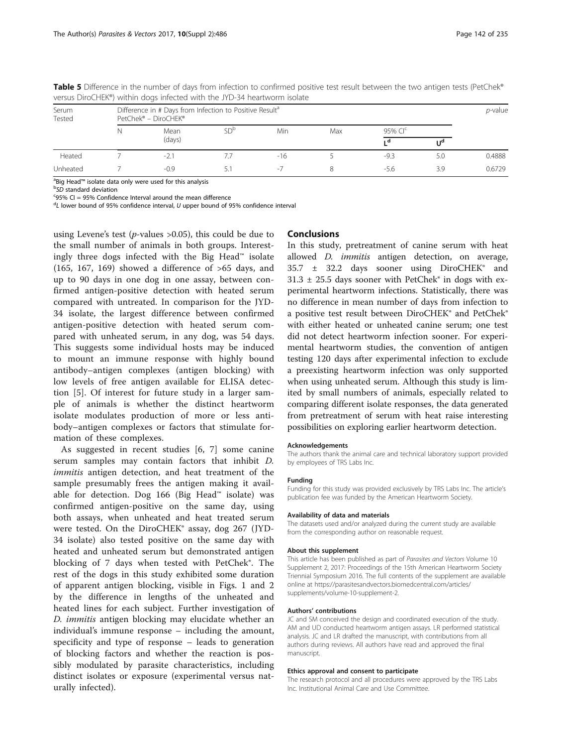**Table 5** Difference in the number of days from infection to confirmed positive test result between the two antigen tests (PetChek® versus DiroCHEK®) within dogs infected with the JYD-34 heartworm isolate

| Serum Tested | Difference in # Days from Infection to Positive Result[a] PetChek® – DiroCHEK® | | | | | | | p-value |
|---|---|---|---|---|---|---|---|---|
| | N | Mean (days) | SD[b] | Min | Max | 95% CI[c] | | |
| | | | | | | L[d] | U[d] | |
| Heated | 7 | -2.1 | 7.7 | -16 | 5 | -9.3 | 5.0 | 0.4888 |
| Unheated | 7 | -0.9 | 5.1 | -7 | 8 | -5.6 | 3.9 | 0.6729 |

[a]Big Head™ isolate data only were used for this analysis
[b]*SD* standard deviation
[c]95% CI = 95% Confidence Interval around the mean difference
[d]*L* lower bound of 95% confidence interval, *U* upper bound of 95% confidence interval

using Levene's test ($p$-values >0.05), this could be due to the small number of animals in both groups. Interestingly three dogs infected with the Big Head™ isolate (165, 167, 169) showed a difference of >65 days, and up to 90 days in one dog in one assay, between confirmed antigen-positive detection with heated serum compared with untreated. In comparison for the JYD-34 isolate, the largest difference between confirmed antigen-positive detection with heated serum compared with unheated serum, in any dog, was 54 days. This suggests some individual hosts may be induced to mount an immune response with highly bound antibody–antigen complexes (antigen blocking) with low levels of free antigen available for ELISA detection [5]. Of interest for future study in a larger sample of animals is whether the distinct heartworm isolate modulates production of more or less antibody–antigen complexes or factors that stimulate formation of these complexes.

As suggested in recent studies [6, 7] some canine serum samples may contain factors that inhibit *D. immitis* antigen detection, and heat treatment of the sample presumably frees the antigen making it available for detection. Dog 166 (Big Head™ isolate) was confirmed antigen-positive on the same day, using both assays, when unheated and heat treated serum were tested. On the DiroCHEK® assay, dog 267 (JYD-34 isolate) also tested positive on the same day with heated and unheated serum but demonstrated antigen blocking of 7 days when tested with PetChek®. The rest of the dogs in this study exhibited some duration of apparent antigen blocking, visible in Figs. 1 and 2 by the difference in lengths of the unheated and heated lines for each subject. Further investigation of *D. immitis* antigen blocking may elucidate whether an individual's immune response – including the amount, specificity and type of response – leads to generation of blocking factors and whether the reaction is possibly modulated by parasite characteristics, including distinct isolates or exposure (experimental versus naturally infected).

## Conclusions

In this study, pretreatment of canine serum with heat allowed *D. immitis* antigen detection, on average, 35.7 ± 32.2 days sooner using DiroCHEK® and 31.3 ± 25.5 days sooner with PetChek® in dogs with experimental heartworm infections. Statistically, there was no difference in mean number of days from infection to a positive test result between DiroCHEK® and PetChek® with either heated or unheated canine serum; one test did not detect heartworm infection sooner. For experimental heartworm studies, the convention of antigen testing 120 days after experimental infection to exclude a preexisting heartworm infection was only supported when using unheated serum. Although this study is limited by small numbers of animals, especially related to comparing different isolate responses, the data generated from pretreatment of serum with heat raise interesting possibilities on exploring earlier heartworm detection.

#### Acknowledgements

The authors thank the animal care and technical laboratory support provided by employees of TRS Labs Inc.

#### Funding

Funding for this study was provided exclusively by TRS Labs Inc. The article's publication fee was funded by the American Heartworm Society.

#### Availability of data and materials

The datasets used and/or analyzed during the current study are available from the corresponding author on reasonable request.

#### About this supplement

This article has been published as part of *Parasites and Vectors* Volume 10 Supplement 2, 2017: Proceedings of the 15th American Heartworm Society Triennial Symposium 2016. The full contents of the supplement are available online at https://parasitesandvectors.biomedcentral.com/articles/supplements/volume-10-supplement-2.

#### Authors' contributions

JC and SM conceived the design and coordinated execution of the study. AM and UD conducted heartworm antigen assays. LR performed statistical analysis. JC and LR drafted the manuscript, with contributions from all authors during reviews. All authors have read and approved the final manuscript.

#### Ethics approval and consent to participate

The research protocol and all procedures were approved by the TRS Labs Inc. Institutional Animal Care and Use Committee.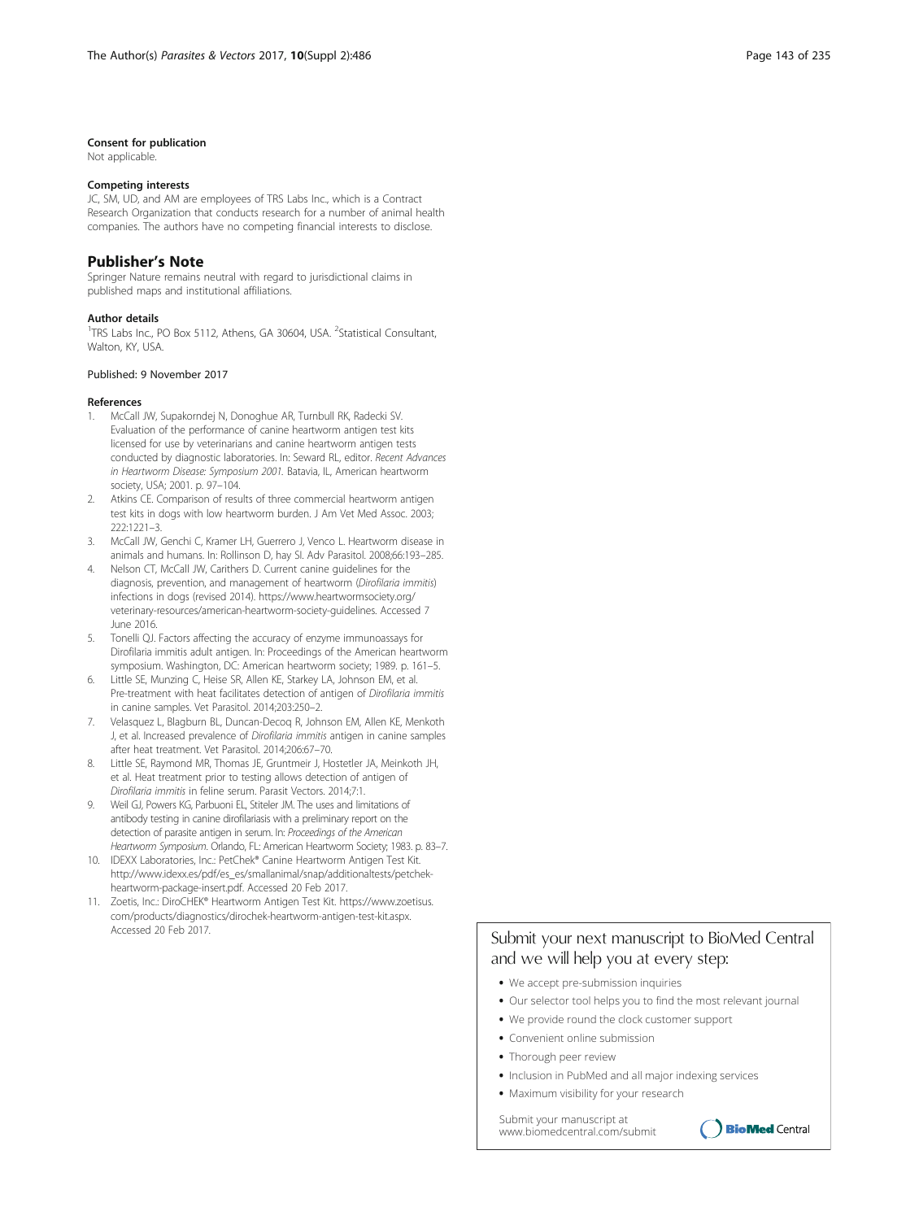#### Consent for publication
Not applicable.

#### Competing interests
JC, SM, UD, and AM are employees of TRS Labs Inc., which is a Contract Research Organization that conducts research for a number of animal health companies. The authors have no competing financial interests to disclose.

### Publisher's Note
Springer Nature remains neutral with regard to jurisdictional claims in published maps and institutional affiliations.

#### Author details
[1]TRS Labs Inc., PO Box 5112, Athens, GA 30604, USA. [2]Statistical Consultant, Walton, KY, USA.

Published: 9 November 2017

#### References

1. McCall JW, Supakorndej N, Donoghue AR, Turnbull RK, Radecki SV. Evaluation of the performance of canine heartworm antigen test kits licensed for use by veterinarians and canine heartworm antigen tests conducted by diagnostic laboratories. In: Seward RL, editor. *Recent Advances in Heartworm Disease: Symposium 2001.* Batavia, IL, American heartworm society, USA; 2001. p. 97–104.
2. Atkins CE. Comparison of results of three commercial heartworm antigen test kits in dogs with low heartworm burden. J Am Vet Med Assoc. 2003; 222:1221–3.
3. McCall JW, Genchi C, Kramer LH, Guerrero J, Venco L. Heartworm disease in animals and humans. In: Rollinson D, hay SI. Adv Parasitol. 2008;66:193–285.
4. Nelson CT, McCall JW, Carithers D. Current canine guidelines for the diagnosis, prevention, and management of heartworm (*Dirofilaria immitis*) infections in dogs (revised 2014). https://www.heartwormsociety.org/veterinary-resources/american-heartworm-society-guidelines. Accessed 7 June 2016.
5. Tonelli QJ. Factors affecting the accuracy of enzyme immunoassays for Dirofilaria immitis adult antigen. In: Proceedings of the American heartworm symposium. Washington, DC: American heartworm society; 1989. p. 161–5.
6. Little SE, Munzing C, Heise SR, Allen KE, Starkey LA, Johnson EM, et al. Pre-treatment with heat facilitates detection of antigen of *Dirofilaria immitis* in canine samples. Vet Parasitol. 2014;203:250–2.
7. Velasquez L, Blagburn BL, Duncan-Decoq R, Johnson EM, Allen KE, Menkoth J, et al. Increased prevalence of *Dirofilaria immitis* antigen in canine samples after heat treatment. Vet Parasitol. 2014;206:67–70.
8. Little SE, Raymond MR, Thomas JE, Gruntmeir J, Hostetler JA, Meinkoth JH, et al. Heat treatment prior to testing allows detection of antigen of *Dirofilaria immitis* in feline serum. Parasit Vectors. 2014;7:1.
9. Weil GJ, Powers KG, Parbuoni EL, Stiteler JM. The uses and limitations of antibody testing in canine dirofilariasis with a preliminary report on the detection of parasite antigen in serum. In: *Proceedings of the American Heartworm Symposium.* Orlando, FL: American Heartworm Society; 1983. p. 83–7.
10. IDEXX Laboratories, Inc.: PetChek® Canine Heartworm Antigen Test Kit. http://www.idexx.es/pdf/es_es/smallanimal/snap/additionaltests/petchek-heartworm-package-insert.pdf. Accessed 20 Feb 2017.
11. Zoetis, Inc.: DiroCHEK® Heartworm Antigen Test Kit. https://www.zoetisus.com/products/diagnostics/dirochek-heartworm-antigen-test-kit.aspx. Accessed 20 Feb 2017.

Submit your next manuscript to BioMed Central and we will help you at every step:

- We accept pre-submission inquiries
- Our selector tool helps you to find the most relevant journal
- We provide round the clock customer support
- Convenient online submission
- Thorough peer review
- Inclusion in PubMed and all major indexing services
- Maximum visibility for your research

Submit your manuscript at www.biomedcentral.com/submit

BioMed Central